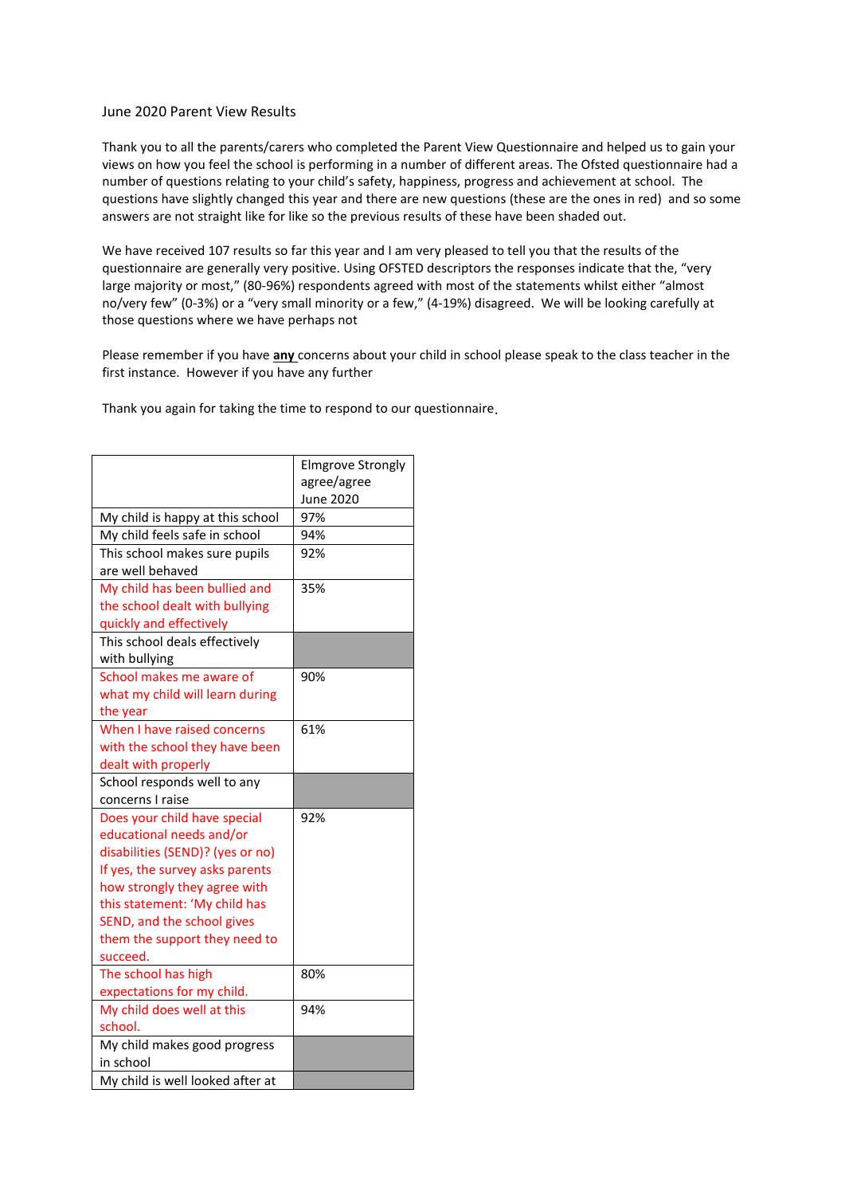June 2020 Parent View Results

Thank you to all the parents/carers who completed the Parent View Questionnaire and helped us to gain your views on how you feel the school is performing in a number of different areas. The Ofsted questionnaire had a number of questions relating to your child's safety, happiness, progress and achievement at school. The questions have slightly changed this year and there are new questions (these are the ones in red) and so some answers are not straight like for like so the previous results of these have been shaded out.

We have received 107 results so far this year and I am very pleased to tell you that the results of the questionnaire are generally very positive. Using OFSTED descriptors the responses indicate that the, "very large majority or most," (80-96%) respondents agreed with most of the statements whilst either "almost no/very few" (0-3%) or a "very small minority or a few," (4-19%) disagreed. We will be looking carefully at those questions where we have perhaps not

Please remember if you have **any** concerns about your child in school please speak to the class teacher in the first instance. However if you have any further

Thank you again for taking the time to respond to our questionnaire.

| | Elmgrove Strongly agree/agree June 2020 |
|---|---|
| My child is happy at this school | 97% |
| My child feels safe in school | 94% |
| This school makes sure pupils are well behaved | 92% |
| My child has been bullied and the school dealt with bullying quickly and effectively | 35% |
| This school deals effectively with bullying | |
| School makes me aware of what my child will learn during the year | 90% |
| When I have raised concerns with the school they have been dealt with properly | 61% |
| School responds well to any concerns I raise | |
| Does your child have special educational needs and/or disabilities (SEND)? (yes or no) If yes, the survey asks parents how strongly they agree with this statement: 'My child has SEND, and the school gives them the support they need to succeed. | 92% |
| The school has high expectations for my child. | 80% |
| My child does well at this school. | 94% |
| My child makes good progress in school | |
| My child is well looked after at | |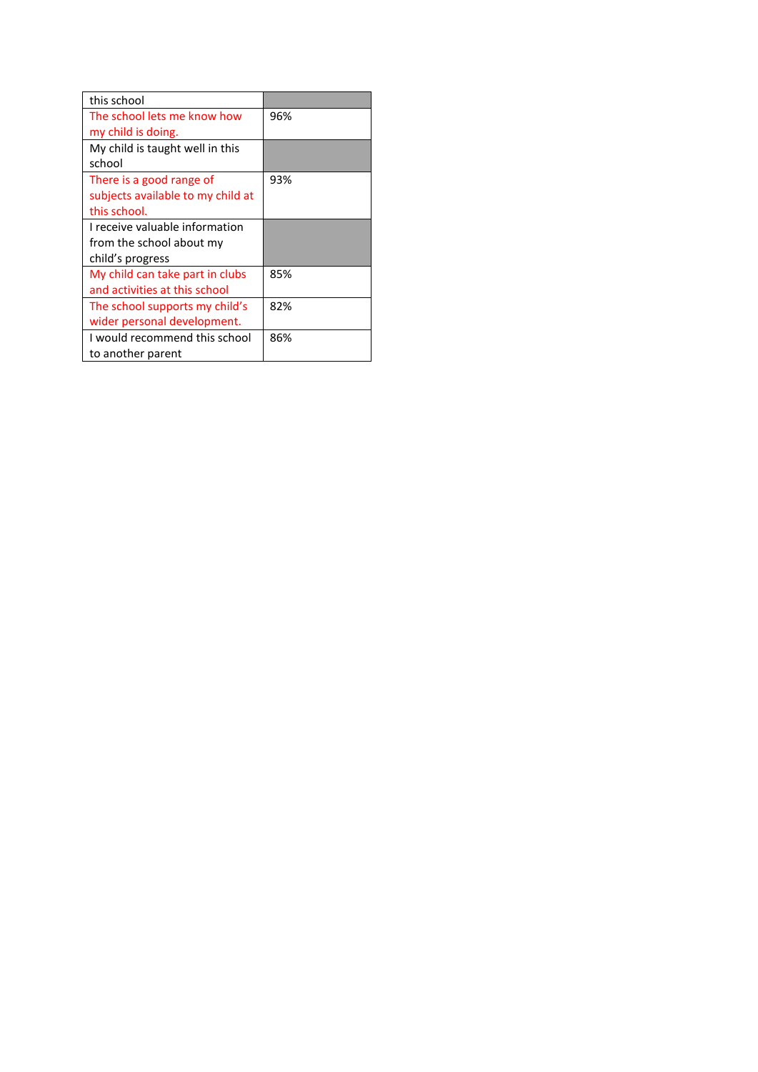| | |
|---|---|
| this school | |
| The school lets me know how my child is doing. | 96% |
| My child is taught well in this school | |
| There is a good range of subjects available to my child at this school. | 93% |
| I receive valuable information from the school about my child's progress | |
| My child can take part in clubs and activities at this school | 85% |
| The school supports my child's wider personal development. | 82% |
| I would recommend this school to another parent | 86% |